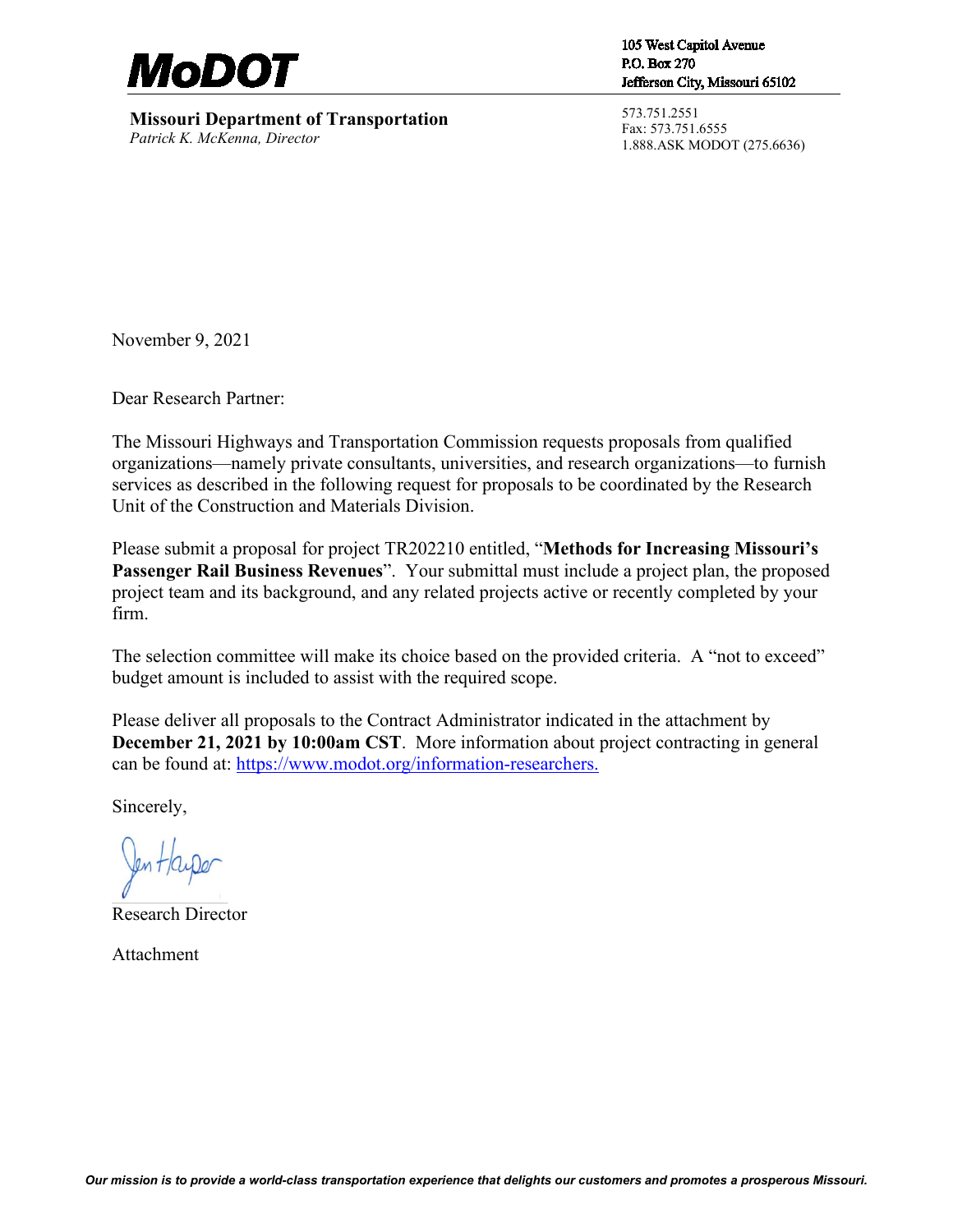**MoDOT**

**Missouri Department of Transportation**
*Patrick K. McKenna, Director*

105 West Capitol Avenue
P.O. Box 270
Jefferson City, Missouri 65102

573.751.2551
Fax: 573.751.6555
1.888.ASK MODOT (275.6636)

November 9, 2021

Dear Research Partner:

The Missouri Highways and Transportation Commission requests proposals from qualified organizations—namely private consultants, universities, and research organizations—to furnish services as described in the following request for proposals to be coordinated by the Research Unit of the Construction and Materials Division.

Please submit a proposal for project TR202210 entitled, "**Methods for Increasing Missouri's Passenger Rail Business Revenues**". Your submittal must include a project plan, the proposed project team and its background, and any related projects active or recently completed by your firm.

The selection committee will make its choice based on the provided criteria. A "not to exceed" budget amount is included to assist with the required scope.

Please deliver all proposals to the Contract Administrator indicated in the attachment by **December 21, 2021 by 10:00am CST**. More information about project contracting in general can be found at: https://www.modot.org/information-researchers.

Sincerely,

Jen Harper

Research Director

Attachment

*Our mission is to provide a world-class transportation experience that delights our customers and promotes a prosperous Missouri.*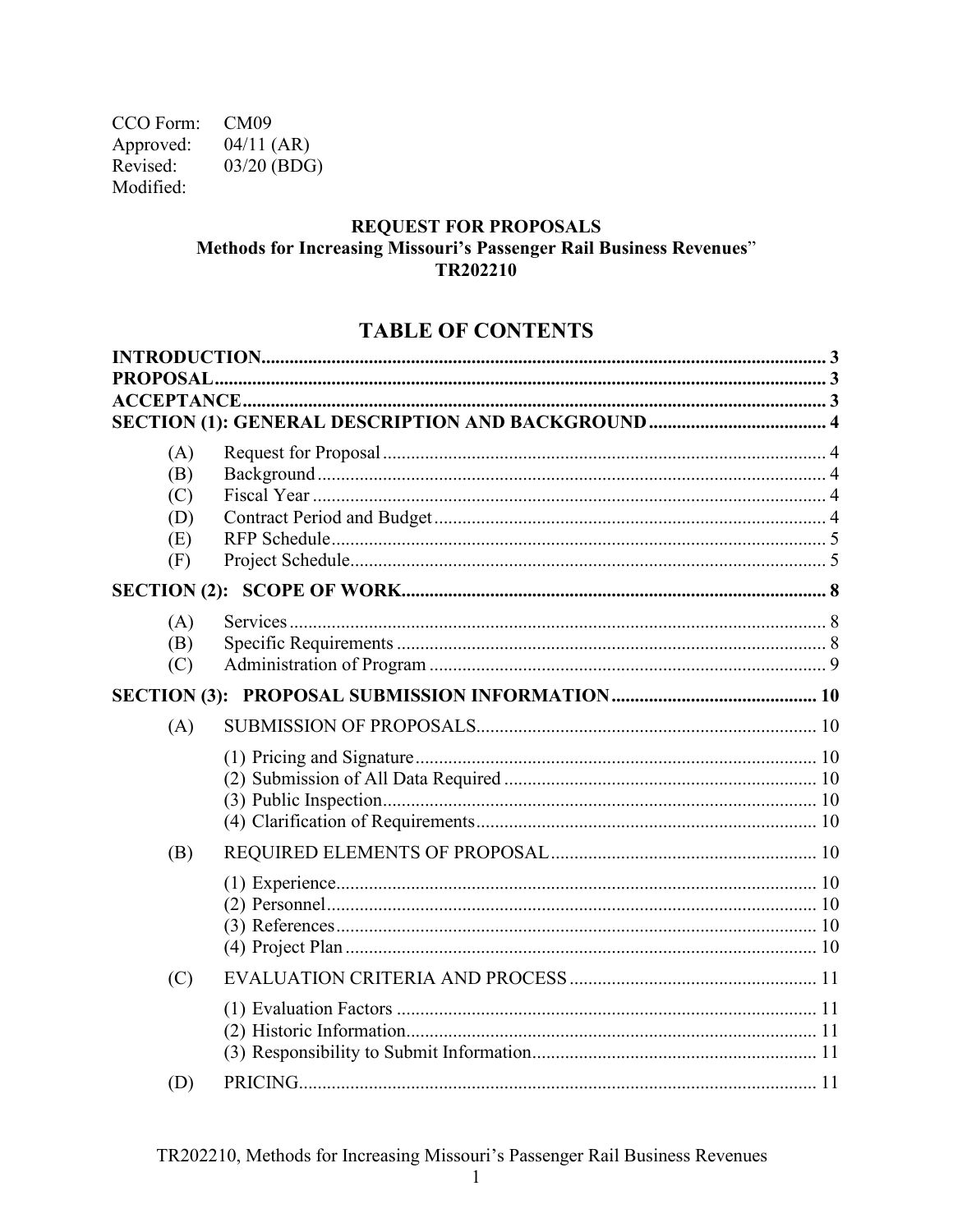CCO Form: CM09
Approved: 04/11 (AR)
Revised: 03/20 (BDG)
Modified:

**REQUEST FOR PROPOSALS**
**Methods for Increasing Missouri's Passenger Rail Business Revenues"**
**TR202210**

# TABLE OF CONTENTS

**INTRODUCTION** ..... 3
**PROPOSAL** ..... 3
**ACCEPTANCE** ..... 3
**SECTION (1): GENERAL DESCRIPTION AND BACKGROUND** ..... 4

- (A) Request for Proposal ..... 4
- (B) Background ..... 4
- (C) Fiscal Year ..... 4
- (D) Contract Period and Budget ..... 4
- (E) RFP Schedule ..... 5
- (F) Project Schedule ..... 5

**SECTION (2): SCOPE OF WORK** ..... 8

- (A) Services ..... 8
- (B) Specific Requirements ..... 8
- (C) Administration of Program ..... 9

**SECTION (3): PROPOSAL SUBMISSION INFORMATION** ..... 10

- (A) SUBMISSION OF PROPOSALS ..... 10
  - (1) Pricing and Signature ..... 10
  - (2) Submission of All Data Required ..... 10
  - (3) Public Inspection ..... 10
  - (4) Clarification of Requirements ..... 10
- (B) REQUIRED ELEMENTS OF PROPOSAL ..... 10
  - (1) Experience ..... 10
  - (2) Personnel ..... 10
  - (3) References ..... 10
  - (4) Project Plan ..... 10
- (C) EVALUATION CRITERIA AND PROCESS ..... 11
  - (1) Evaluation Factors ..... 11
  - (2) Historic Information ..... 11
  - (3) Responsibility to Submit Information ..... 11
- (D) PRICING ..... 11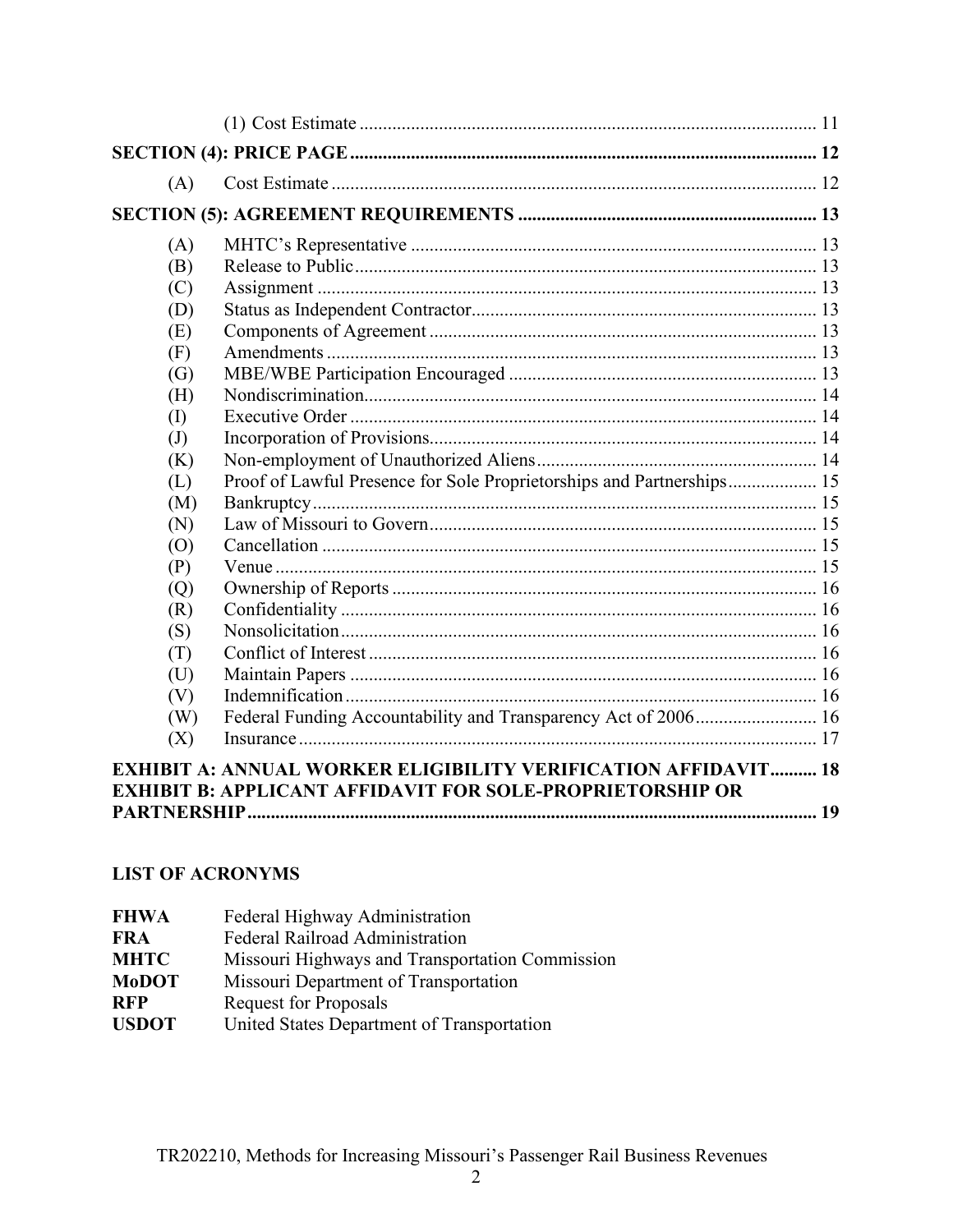(1) Cost Estimate ........................................................................................ 11

**SECTION (4): PRICE PAGE** .................................................................................................. 12

(A) Cost Estimate ................................................................................................ 12

**SECTION (5): AGREEMENT REQUIREMENTS** ................................................................ 13

(A) MHTC's Representative ................................................................................ 13
(B) Release to Public ............................................................................................ 13
(C) Assignment .................................................................................................... 13
(D) Status as Independent Contractor ................................................................. 13
(E) Components of Agreement ........................................................................... 13
(F) Amendments .................................................................................................. 13
(G) MBE/WBE Participation Encouraged ........................................................... 13
(H) Nondiscrimination .......................................................................................... 14
(I) Executive Order ............................................................................................. 14
(J) Incorporation of Provisions ............................................................................ 14
(K) Non-employment of Unauthorized Aliens ..................................................... 14
(L) Proof of Lawful Presence for Sole Proprietorships and Partnerships ............ 15
(M) Bankruptcy ..................................................................................................... 15
(N) Law of Missouri to Govern ............................................................................ 15
(O) Cancellation ................................................................................................... 15
(P) Venue ............................................................................................................. 15
(Q) Ownership of Reports .................................................................................... 16
(R) Confidentiality ............................................................................................... 16
(S) Nonsolicitation ............................................................................................... 16
(T) Conflict of Interest ......................................................................................... 16
(U) Maintain Papers ............................................................................................. 16
(V) Indemnification .............................................................................................. 16
(W) Federal Funding Accountability and Transparency Act of 2006 .................... 16
(X) Insurance ........................................................................................................ 17

**EXHIBIT A: ANNUAL WORKER ELIGIBILITY VERIFICATION AFFIDAVIT** .......... 18

**EXHIBIT B: APPLICANT AFFIDAVIT FOR SOLE-PROPRIETORSHIP OR PARTNERSHIP** ......................................................................................................................... 19

## LIST OF ACRONYMS

| | |
|---|---|
| **FHWA** | Federal Highway Administration |
| **FRA** | Federal Railroad Administration |
| **MHTC** | Missouri Highways and Transportation Commission |
| **MoDOT** | Missouri Department of Transportation |
| **RFP** | Request for Proposals |
| **USDOT** | United States Department of Transportation |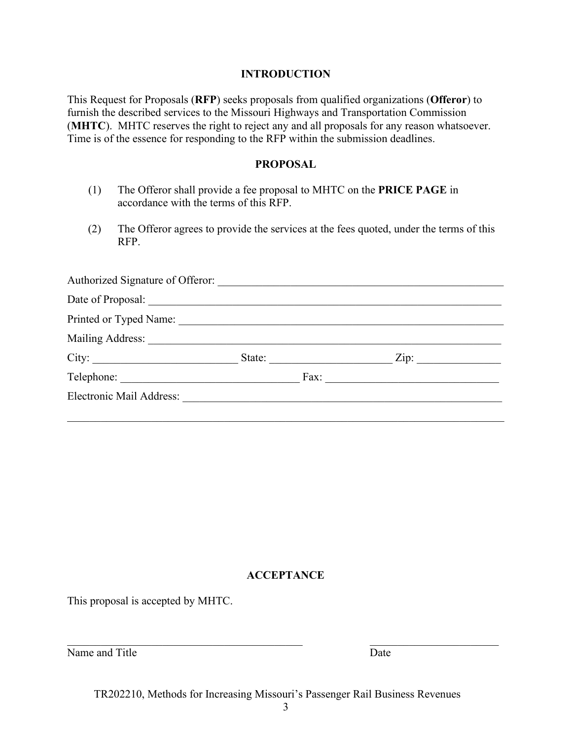## INTRODUCTION

This Request for Proposals (**RFP**) seeks proposals from qualified organizations (**Offeror**) to furnish the described services to the Missouri Highways and Transportation Commission (**MHTC**). MHTC reserves the right to reject any and all proposals for any reason whatsoever. Time is of the essence for responding to the RFP within the submission deadlines.

## PROPOSAL

(1) The Offeror shall provide a fee proposal to MHTC on the **PRICE PAGE** in accordance with the terms of this RFP.

(2) The Offeror agrees to provide the services at the fees quoted, under the terms of this RFP.

Authorized Signature of Offeror: ______________________________________________

Date of Proposal: ______________________________________________

Printed or Typed Name: ______________________________________________

Mailing Address: ______________________________________________

City: ____________________ State: ____________________ Zip: ______________

Telephone: ______________________ Fax: ______________________

Electronic Mail Address: ______________________________________________

______________________________________________________________________

## ACCEPTANCE

This proposal is accepted by MHTC.

______________________________________ ____________________

Name and Title Date

TR202210, Methods for Increasing Missouri's Passenger Rail Business Revenues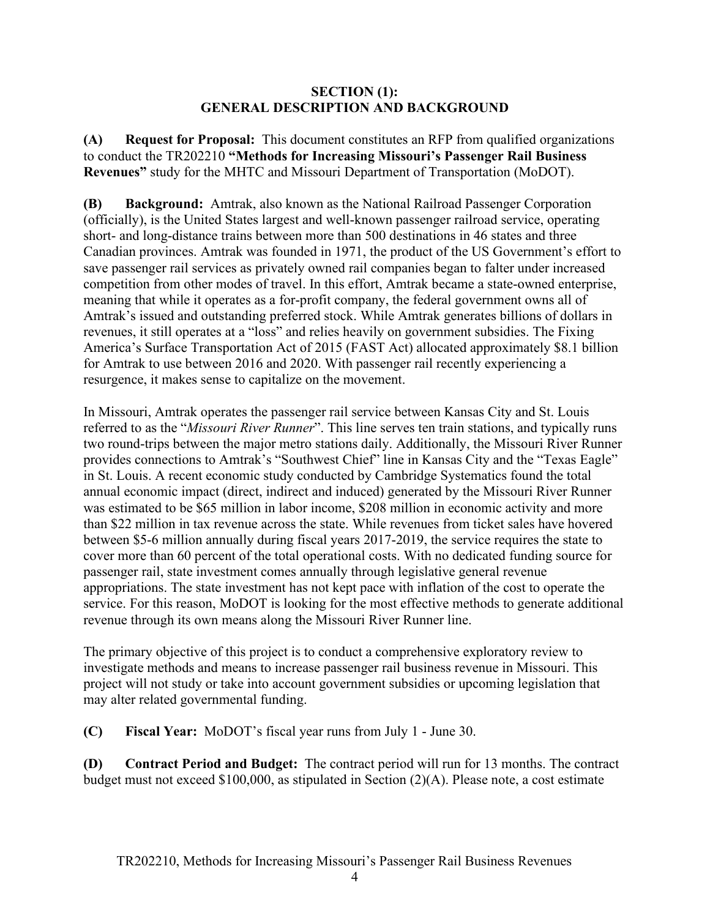## SECTION (1): GENERAL DESCRIPTION AND BACKGROUND

**(A) Request for Proposal:** This document constitutes an RFP from qualified organizations to conduct the TR202210 **"Methods for Increasing Missouri's Passenger Rail Business Revenues"** study for the MHTC and Missouri Department of Transportation (MoDOT).

**(B) Background:** Amtrak, also known as the National Railroad Passenger Corporation (officially), is the United States largest and well-known passenger railroad service, operating short- and long-distance trains between more than 500 destinations in 46 states and three Canadian provinces. Amtrak was founded in 1971, the product of the US Government's effort to save passenger rail services as privately owned rail companies began to falter under increased competition from other modes of travel. In this effort, Amtrak became a state-owned enterprise, meaning that while it operates as a for-profit company, the federal government owns all of Amtrak's issued and outstanding preferred stock. While Amtrak generates billions of dollars in revenues, it still operates at a "loss" and relies heavily on government subsidies. The Fixing America's Surface Transportation Act of 2015 (FAST Act) allocated approximately $8.1 billion for Amtrak to use between 2016 and 2020. With passenger rail recently experiencing a resurgence, it makes sense to capitalize on the movement.

In Missouri, Amtrak operates the passenger rail service between Kansas City and St. Louis referred to as the "*Missouri River Runner*". This line serves ten train stations, and typically runs two round-trips between the major metro stations daily. Additionally, the Missouri River Runner provides connections to Amtrak's "Southwest Chief" line in Kansas City and the "Texas Eagle" in St. Louis. A recent economic study conducted by Cambridge Systematics found the total annual economic impact (direct, indirect and induced) generated by the Missouri River Runner was estimated to be $65 million in labor income, $208 million in economic activity and more than $22 million in tax revenue across the state. While revenues from ticket sales have hovered between $5-6 million annually during fiscal years 2017-2019, the service requires the state to cover more than 60 percent of the total operational costs. With no dedicated funding source for passenger rail, state investment comes annually through legislative general revenue appropriations. The state investment has not kept pace with inflation of the cost to operate the service. For this reason, MoDOT is looking for the most effective methods to generate additional revenue through its own means along the Missouri River Runner line.

The primary objective of this project is to conduct a comprehensive exploratory review to investigate methods and means to increase passenger rail business revenue in Missouri. This project will not study or take into account government subsidies or upcoming legislation that may alter related governmental funding.

**(C) Fiscal Year:** MoDOT's fiscal year runs from July 1 - June 30.

**(D) Contract Period and Budget:** The contract period will run for 13 months. The contract budget must not exceed $100,000, as stipulated in Section (2)(A). Please note, a cost estimate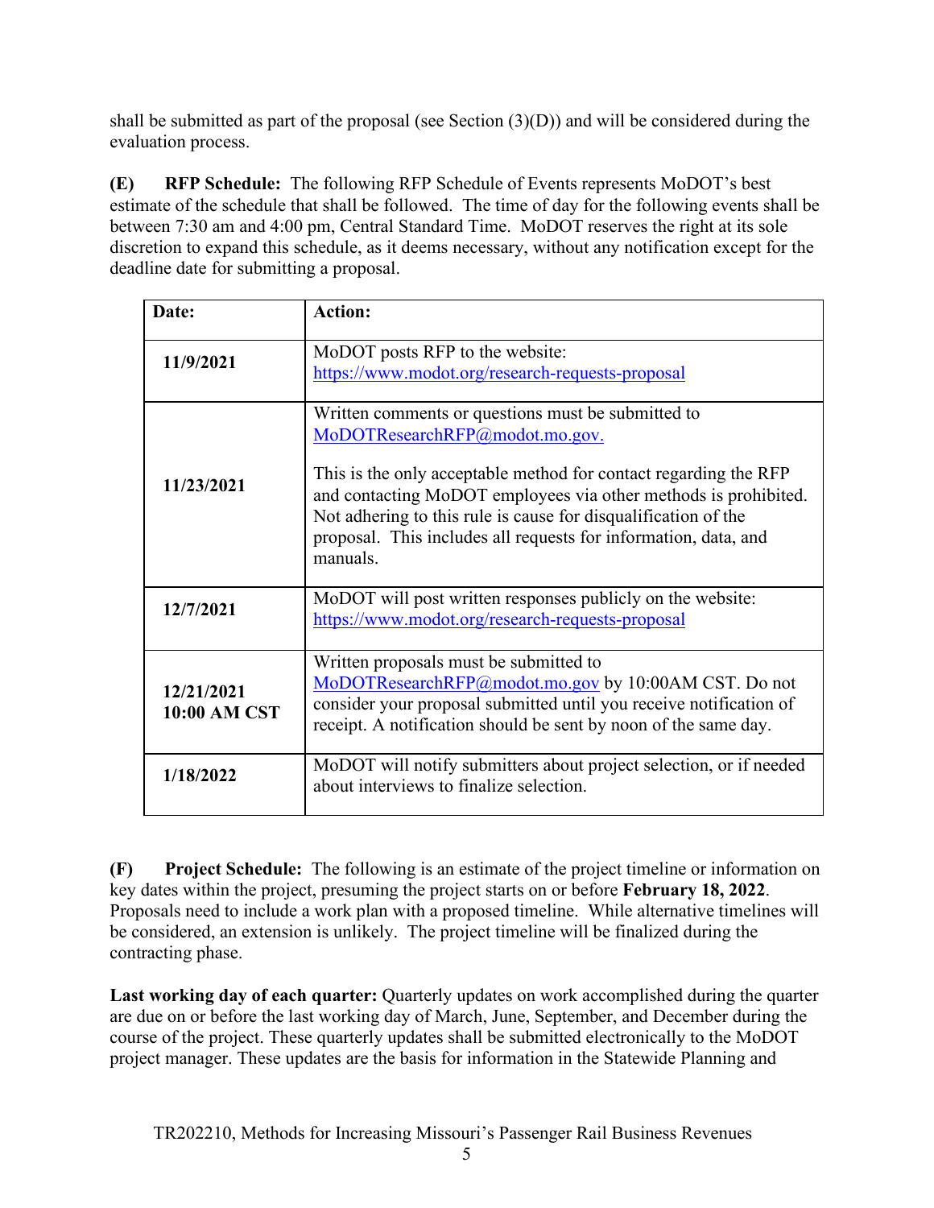shall be submitted as part of the proposal (see Section (3)(D)) and will be considered during the evaluation process.

**(E) RFP Schedule:** The following RFP Schedule of Events represents MoDOT's best estimate of the schedule that shall be followed. The time of day for the following events shall be between 7:30 am and 4:00 pm, Central Standard Time. MoDOT reserves the right at its sole discretion to expand this schedule, as it deems necessary, without any notification except for the deadline date for submitting a proposal.

| Date: | Action: |
|---|---|
| **11/9/2021** | MoDOT posts RFP to the website: https://www.modot.org/research-requests-proposal |
| **11/23/2021** | Written comments or questions must be submitted to MoDOTResearchRFP@modot.mo.gov.<br><br>This is the only acceptable method for contact regarding the RFP and contacting MoDOT employees via other methods is prohibited. Not adhering to this rule is cause for disqualification of the proposal. This includes all requests for information, data, and manuals. |
| **12/7/2021** | MoDOT will post written responses publicly on the website: https://www.modot.org/research-requests-proposal |
| **12/21/2021 10:00 AM CST** | Written proposals must be submitted to MoDOTResearchRFP@modot.mo.gov by 10:00AM CST. Do not consider your proposal submitted until you receive notification of receipt. A notification should be sent by noon of the same day. |
| **1/18/2022** | MoDOT will notify submitters about project selection, or if needed about interviews to finalize selection. |

**(F) Project Schedule:** The following is an estimate of the project timeline or information on key dates within the project, presuming the project starts on or before **February 18, 2022**. Proposals need to include a work plan with a proposed timeline. While alternative timelines will be considered, an extension is unlikely. The project timeline will be finalized during the contracting phase.

**Last working day of each quarter:** Quarterly updates on work accomplished during the quarter are due on or before the last working day of March, June, September, and December during the course of the project. These quarterly updates shall be submitted electronically to the MoDOT project manager. These updates are the basis for information in the Statewide Planning and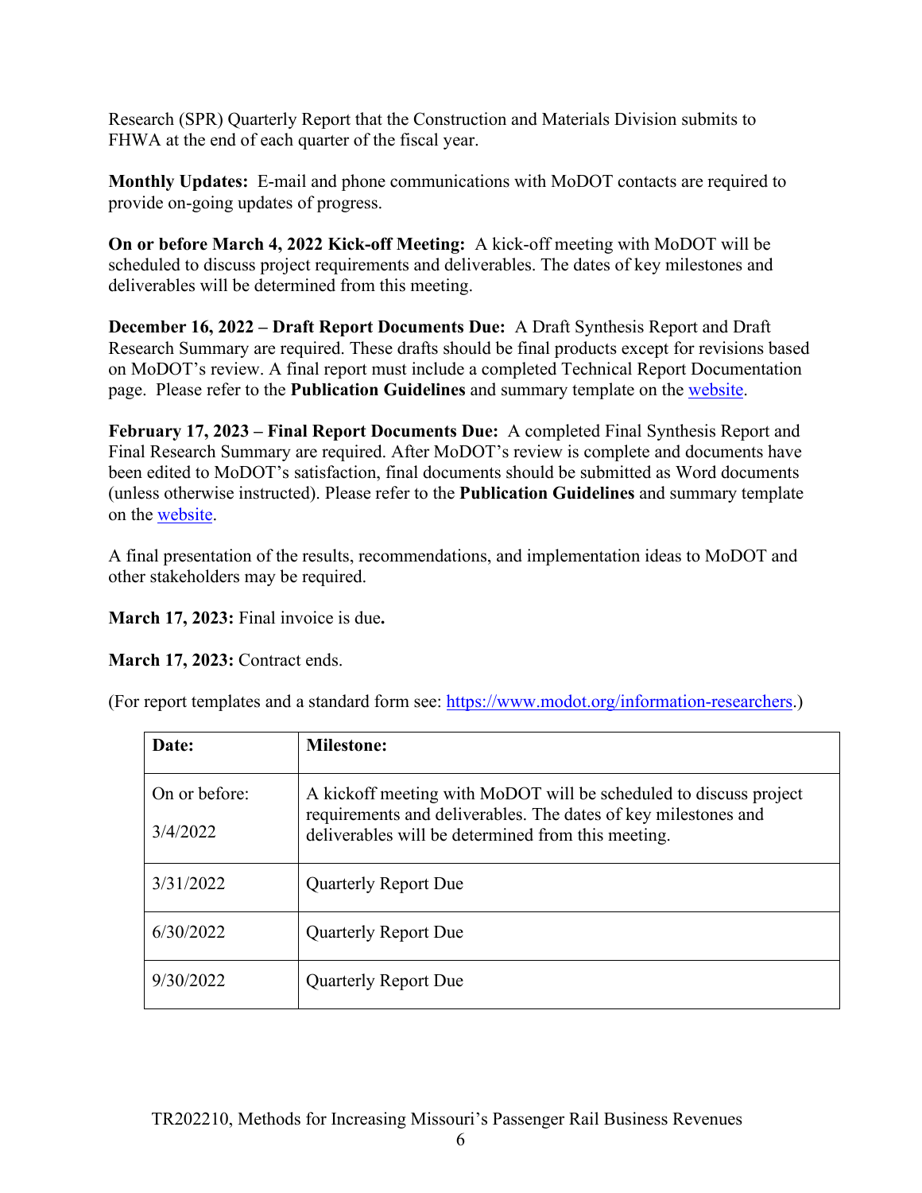Research (SPR) Quarterly Report that the Construction and Materials Division submits to FHWA at the end of each quarter of the fiscal year.

**Monthly Updates:** E-mail and phone communications with MoDOT contacts are required to provide on-going updates of progress.

**On or before March 4, 2022 Kick-off Meeting:** A kick-off meeting with MoDOT will be scheduled to discuss project requirements and deliverables. The dates of key milestones and deliverables will be determined from this meeting.

**December 16, 2022 – Draft Report Documents Due:** A Draft Synthesis Report and Draft Research Summary are required. These drafts should be final products except for revisions based on MoDOT's review. A final report must include a completed Technical Report Documentation page. Please refer to the **Publication Guidelines** and summary template on the website.

**February 17, 2023 – Final Report Documents Due:** A completed Final Synthesis Report and Final Research Summary are required. After MoDOT's review is complete and documents have been edited to MoDOT's satisfaction, final documents should be submitted as Word documents (unless otherwise instructed). Please refer to the **Publication Guidelines** and summary template on the website.

A final presentation of the results, recommendations, and implementation ideas to MoDOT and other stakeholders may be required.

**March 17, 2023:** Final invoice is due**.**

**March 17, 2023:** Contract ends.

(For report templates and a standard form see: https://www.modot.org/information-researchers.)

| **Date:** | **Milestone:** |
|---|---|
| On or before: 3/4/2022 | A kickoff meeting with MoDOT will be scheduled to discuss project requirements and deliverables. The dates of key milestones and deliverables will be determined from this meeting. |
| 3/31/2022 | Quarterly Report Due |
| 6/30/2022 | Quarterly Report Due |
| 9/30/2022 | Quarterly Report Due |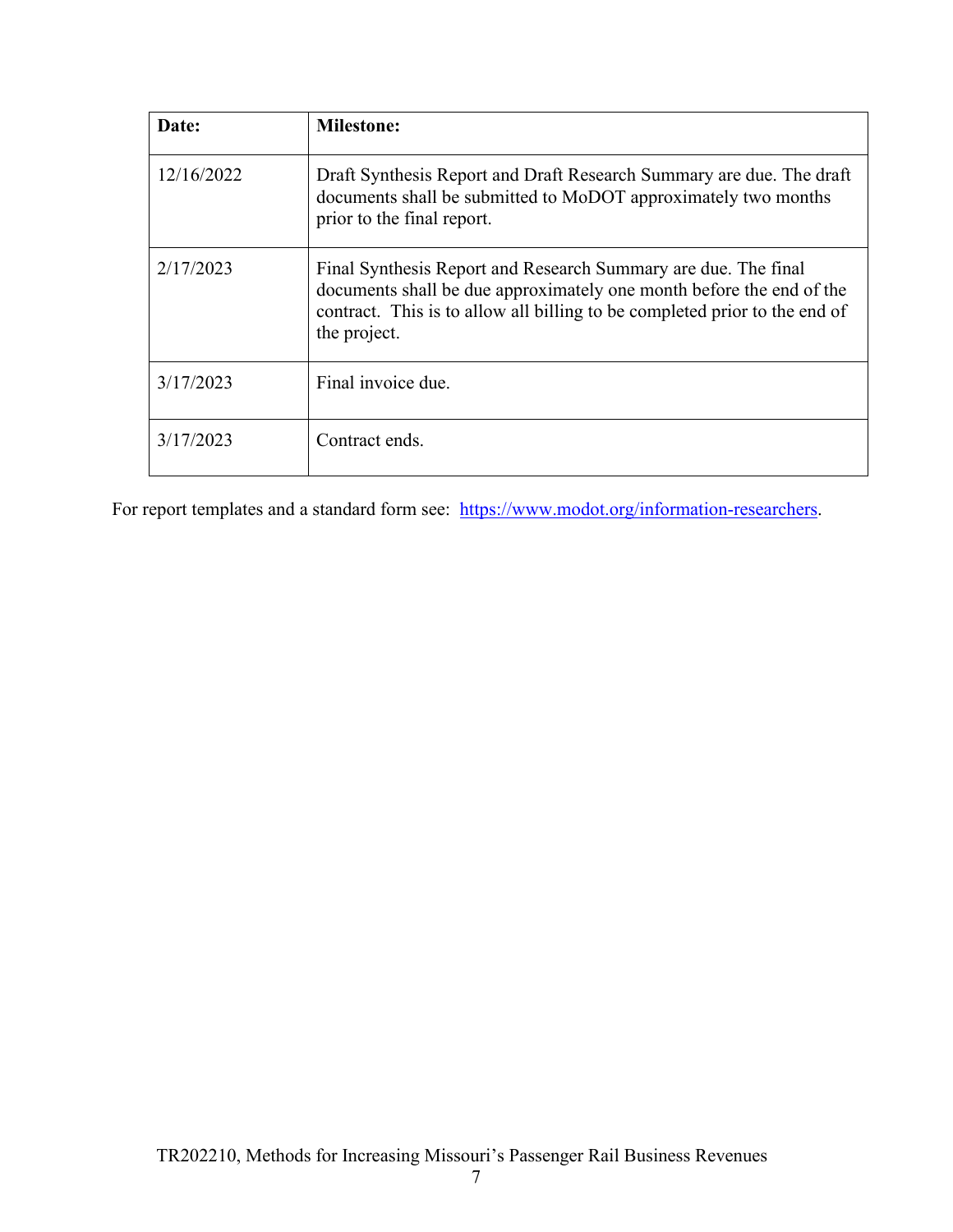| Date: | Milestone: |
|---|---|
| 12/16/2022 | Draft Synthesis Report and Draft Research Summary are due. The draft documents shall be submitted to MoDOT approximately two months prior to the final report. |
| 2/17/2023 | Final Synthesis Report and Research Summary are due. The final documents shall be due approximately one month before the end of the contract. This is to allow all billing to be completed prior to the end of the project. |
| 3/17/2023 | Final invoice due. |
| 3/17/2023 | Contract ends. |

For report templates and a standard form see: [https://www.modot.org/information-researchers](https://www.modot.org/information-researchers).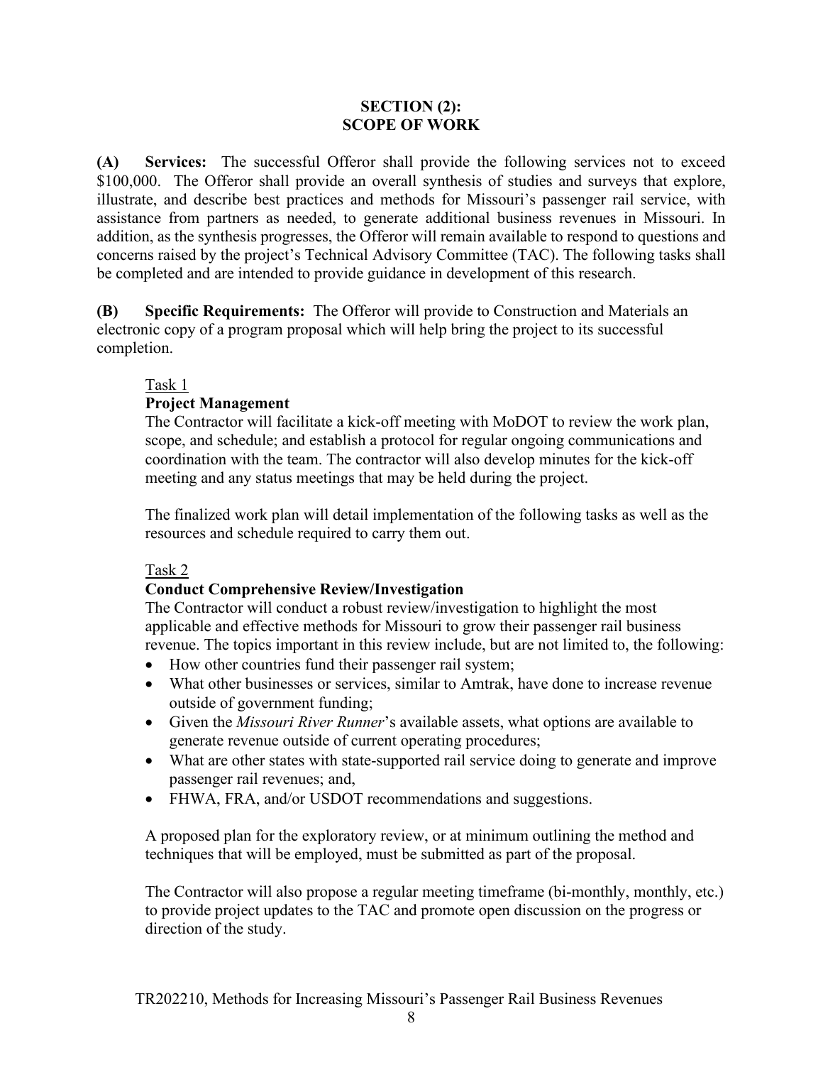## SECTION (2):
## SCOPE OF WORK

**(A) Services:** The successful Offeror shall provide the following services not to exceed $100,000. The Offeror shall provide an overall synthesis of studies and surveys that explore, illustrate, and describe best practices and methods for Missouri's passenger rail service, with assistance from partners as needed, to generate additional business revenues in Missouri. In addition, as the synthesis progresses, the Offeror will remain available to respond to questions and concerns raised by the project's Technical Advisory Committee (TAC). The following tasks shall be completed and are intended to provide guidance in development of this research.

**(B) Specific Requirements:** The Offeror will provide to Construction and Materials an electronic copy of a program proposal which will help bring the project to its successful completion.

<u>Task 1</u>

**Project Management**

The Contractor will facilitate a kick-off meeting with MoDOT to review the work plan, scope, and schedule; and establish a protocol for regular ongoing communications and coordination with the team. The contractor will also develop minutes for the kick-off meeting and any status meetings that may be held during the project.

The finalized work plan will detail implementation of the following tasks as well as the resources and schedule required to carry them out.

<u>Task 2</u>

**Conduct Comprehensive Review/Investigation**

The Contractor will conduct a robust review/investigation to highlight the most applicable and effective methods for Missouri to grow their passenger rail business revenue. The topics important in this review include, but are not limited to, the following:

- How other countries fund their passenger rail system;
- What other businesses or services, similar to Amtrak, have done to increase revenue outside of government funding;
- Given the *Missouri River Runner*'s available assets, what options are available to generate revenue outside of current operating procedures;
- What are other states with state-supported rail service doing to generate and improve passenger rail revenues; and,
- FHWA, FRA, and/or USDOT recommendations and suggestions.

A proposed plan for the exploratory review, or at minimum outlining the method and techniques that will be employed, must be submitted as part of the proposal.

The Contractor will also propose a regular meeting timeframe (bi-monthly, monthly, etc.) to provide project updates to the TAC and promote open discussion on the progress or direction of the study.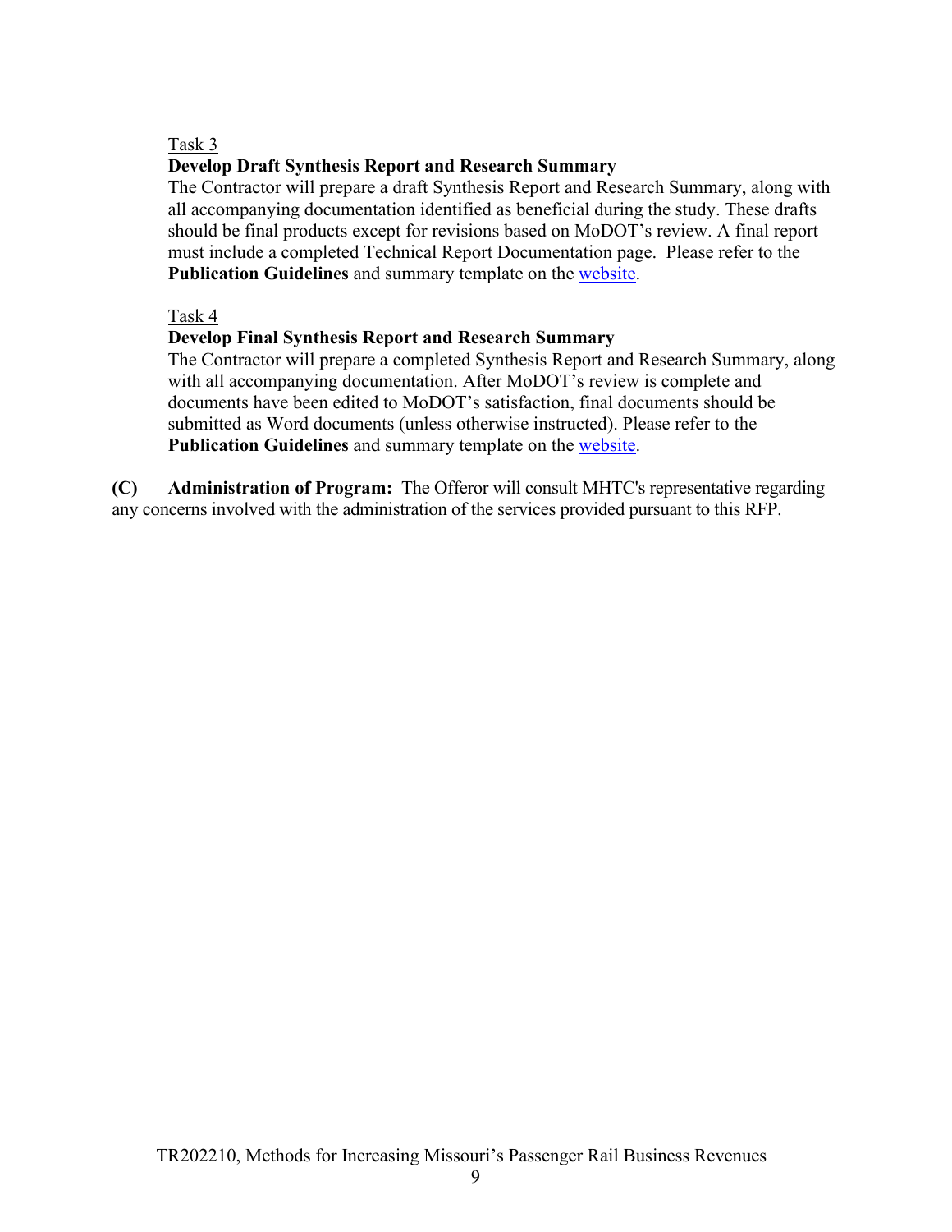Task 3

**Develop Draft Synthesis Report and Research Summary**

The Contractor will prepare a draft Synthesis Report and Research Summary, along with all accompanying documentation identified as beneficial during the study. These drafts should be final products except for revisions based on MoDOT's review. A final report must include a completed Technical Report Documentation page. Please refer to the **Publication Guidelines** and summary template on the website.

Task 4

**Develop Final Synthesis Report and Research Summary**

The Contractor will prepare a completed Synthesis Report and Research Summary, along with all accompanying documentation. After MoDOT's review is complete and documents have been edited to MoDOT's satisfaction, final documents should be submitted as Word documents (unless otherwise instructed). Please refer to the **Publication Guidelines** and summary template on the website.

**(C) Administration of Program:** The Offeror will consult MHTC's representative regarding any concerns involved with the administration of the services provided pursuant to this RFP.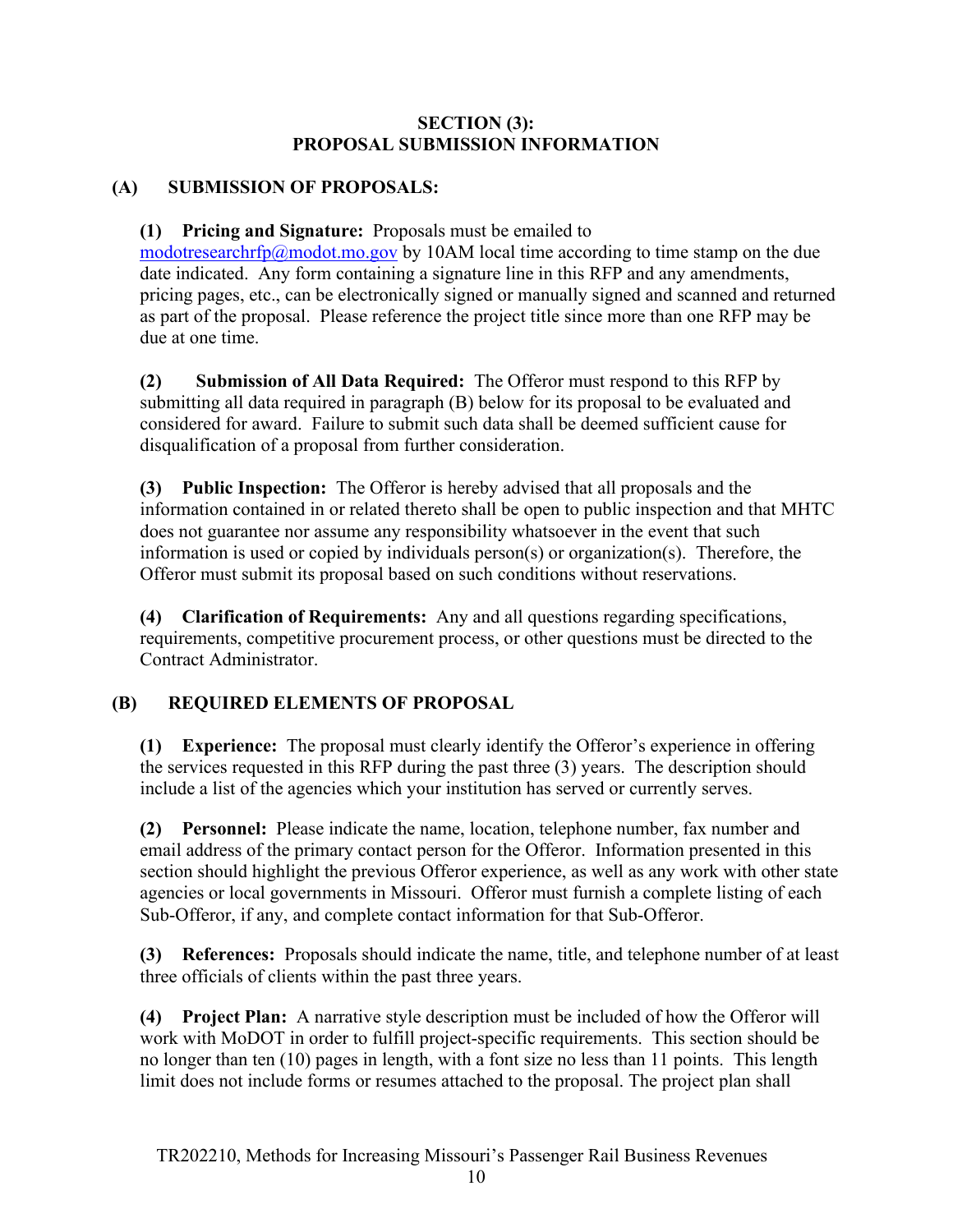## SECTION (3): PROPOSAL SUBMISSION INFORMATION

### (A) SUBMISSION OF PROPOSALS:

**(1) Pricing and Signature:** Proposals must be emailed to modotresearchrfp@modot.mo.gov by 10AM local time according to time stamp on the due date indicated. Any form containing a signature line in this RFP and any amendments, pricing pages, etc., can be electronically signed or manually signed and scanned and returned as part of the proposal. Please reference the project title since more than one RFP may be due at one time.

**(2) Submission of All Data Required:** The Offeror must respond to this RFP by submitting all data required in paragraph (B) below for its proposal to be evaluated and considered for award. Failure to submit such data shall be deemed sufficient cause for disqualification of a proposal from further consideration.

**(3) Public Inspection:** The Offeror is hereby advised that all proposals and the information contained in or related thereto shall be open to public inspection and that MHTC does not guarantee nor assume any responsibility whatsoever in the event that such information is used or copied by individuals person(s) or organization(s). Therefore, the Offeror must submit its proposal based on such conditions without reservations.

**(4) Clarification of Requirements:** Any and all questions regarding specifications, requirements, competitive procurement process, or other questions must be directed to the Contract Administrator.

### (B) REQUIRED ELEMENTS OF PROPOSAL

**(1) Experience:** The proposal must clearly identify the Offeror's experience in offering the services requested in this RFP during the past three (3) years. The description should include a list of the agencies which your institution has served or currently serves.

**(2) Personnel:** Please indicate the name, location, telephone number, fax number and email address of the primary contact person for the Offeror. Information presented in this section should highlight the previous Offeror experience, as well as any work with other state agencies or local governments in Missouri. Offeror must furnish a complete listing of each Sub-Offeror, if any, and complete contact information for that Sub-Offeror.

**(3) References:** Proposals should indicate the name, title, and telephone number of at least three officials of clients within the past three years.

**(4) Project Plan:** A narrative style description must be included of how the Offeror will work with MoDOT in order to fulfill project-specific requirements. This section should be no longer than ten (10) pages in length, with a font size no less than 11 points. This length limit does not include forms or resumes attached to the proposal. The project plan shall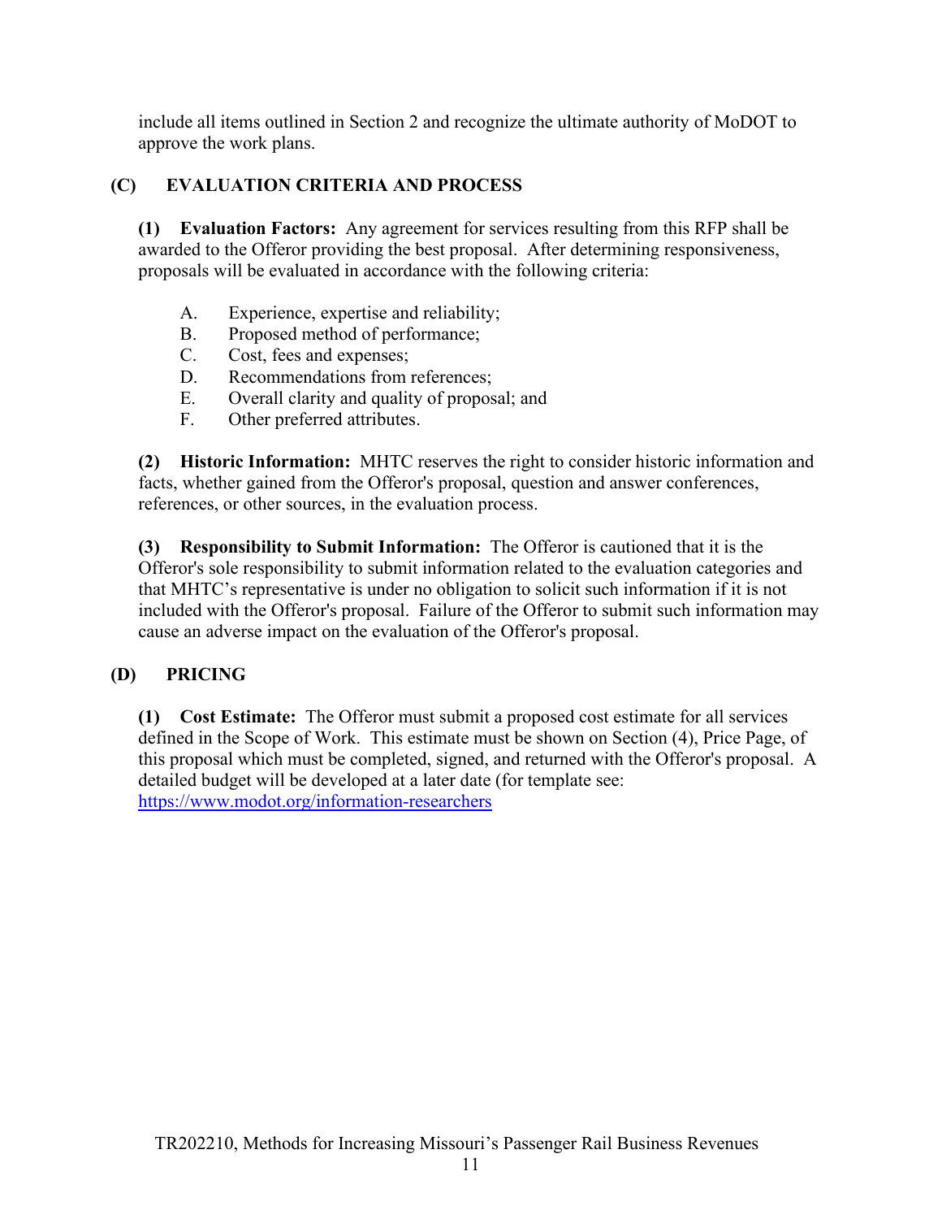include all items outlined in Section 2 and recognize the ultimate authority of MoDOT to approve the work plans.

## (C) EVALUATION CRITERIA AND PROCESS

**(1) Evaluation Factors:** Any agreement for services resulting from this RFP shall be awarded to the Offeror providing the best proposal. After determining responsiveness, proposals will be evaluated in accordance with the following criteria:

A. Experience, expertise and reliability;
B. Proposed method of performance;
C. Cost, fees and expenses;
D. Recommendations from references;
E. Overall clarity and quality of proposal; and
F. Other preferred attributes.

**(2) Historic Information:** MHTC reserves the right to consider historic information and facts, whether gained from the Offeror's proposal, question and answer conferences, references, or other sources, in the evaluation process.

**(3) Responsibility to Submit Information:** The Offeror is cautioned that it is the Offeror's sole responsibility to submit information related to the evaluation categories and that MHTC's representative is under no obligation to solicit such information if it is not included with the Offeror's proposal. Failure of the Offeror to submit such information may cause an adverse impact on the evaluation of the Offeror's proposal.

## (D) PRICING

**(1) Cost Estimate:** The Offeror must submit a proposed cost estimate for all services defined in the Scope of Work. This estimate must be shown on Section (4), Price Page, of this proposal which must be completed, signed, and returned with the Offeror's proposal. A detailed budget will be developed at a later date (for template see: https://www.modot.org/information-researchers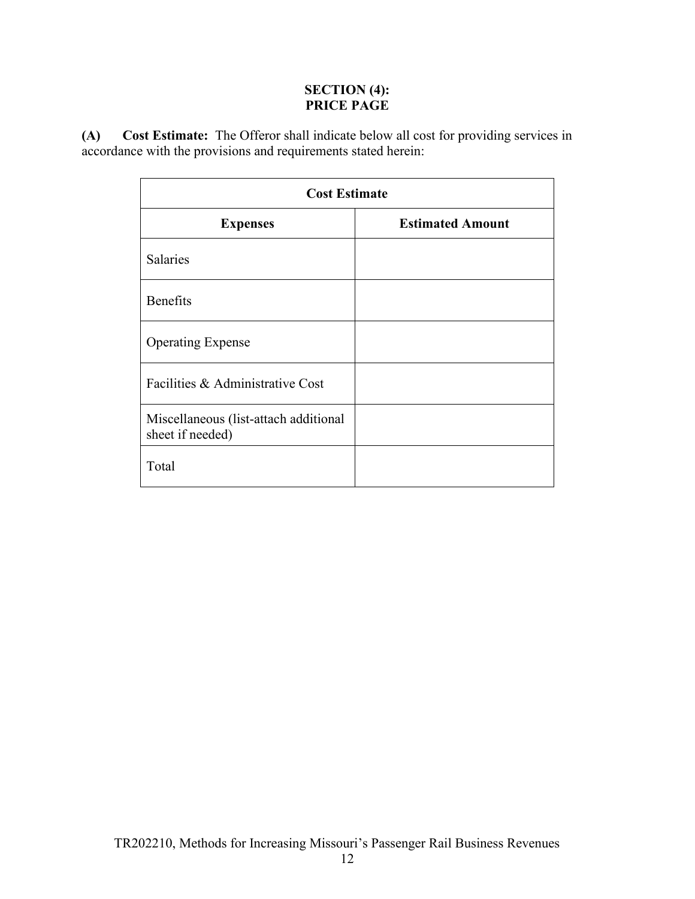# SECTION (4): PRICE PAGE

**(A) Cost Estimate:** The Offeror shall indicate below all cost for providing services in accordance with the provisions and requirements stated herein:

| Cost Estimate | |
|---|---|
| **Expenses** | **Estimated Amount** |
| Salaries | |
| Benefits | |
| Operating Expense | |
| Facilities & Administrative Cost | |
| Miscellaneous (list-attach additional sheet if needed) | |
| Total | |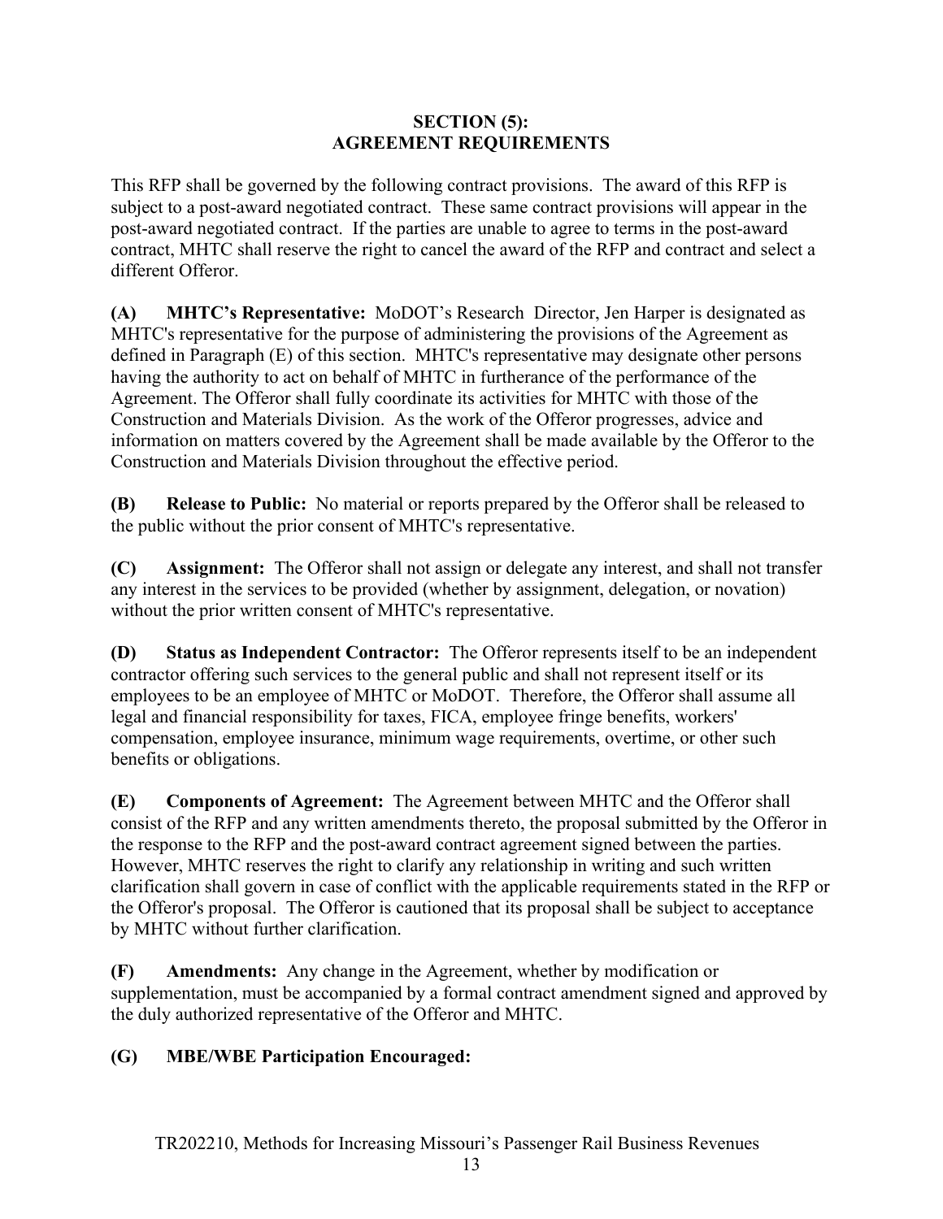## SECTION (5): AGREEMENT REQUIREMENTS

This RFP shall be governed by the following contract provisions. The award of this RFP is subject to a post-award negotiated contract. These same contract provisions will appear in the post-award negotiated contract. If the parties are unable to agree to terms in the post-award contract, MHTC shall reserve the right to cancel the award of the RFP and contract and select a different Offeror.

**(A) MHTC's Representative:** MoDOT's Research Director, Jen Harper is designated as MHTC's representative for the purpose of administering the provisions of the Agreement as defined in Paragraph (E) of this section. MHTC's representative may designate other persons having the authority to act on behalf of MHTC in furtherance of the performance of the Agreement. The Offeror shall fully coordinate its activities for MHTC with those of the Construction and Materials Division. As the work of the Offeror progresses, advice and information on matters covered by the Agreement shall be made available by the Offeror to the Construction and Materials Division throughout the effective period.

**(B) Release to Public:** No material or reports prepared by the Offeror shall be released to the public without the prior consent of MHTC's representative.

**(C) Assignment:** The Offeror shall not assign or delegate any interest, and shall not transfer any interest in the services to be provided (whether by assignment, delegation, or novation) without the prior written consent of MHTC's representative.

**(D) Status as Independent Contractor:** The Offeror represents itself to be an independent contractor offering such services to the general public and shall not represent itself or its employees to be an employee of MHTC or MoDOT. Therefore, the Offeror shall assume all legal and financial responsibility for taxes, FICA, employee fringe benefits, workers' compensation, employee insurance, minimum wage requirements, overtime, or other such benefits or obligations.

**(E) Components of Agreement:** The Agreement between MHTC and the Offeror shall consist of the RFP and any written amendments thereto, the proposal submitted by the Offeror in the response to the RFP and the post-award contract agreement signed between the parties. However, MHTC reserves the right to clarify any relationship in writing and such written clarification shall govern in case of conflict with the applicable requirements stated in the RFP or the Offeror's proposal. The Offeror is cautioned that its proposal shall be subject to acceptance by MHTC without further clarification.

**(F) Amendments:** Any change in the Agreement, whether by modification or supplementation, must be accompanied by a formal contract amendment signed and approved by the duly authorized representative of the Offeror and MHTC.

**(G) MBE/WBE Participation Encouraged:**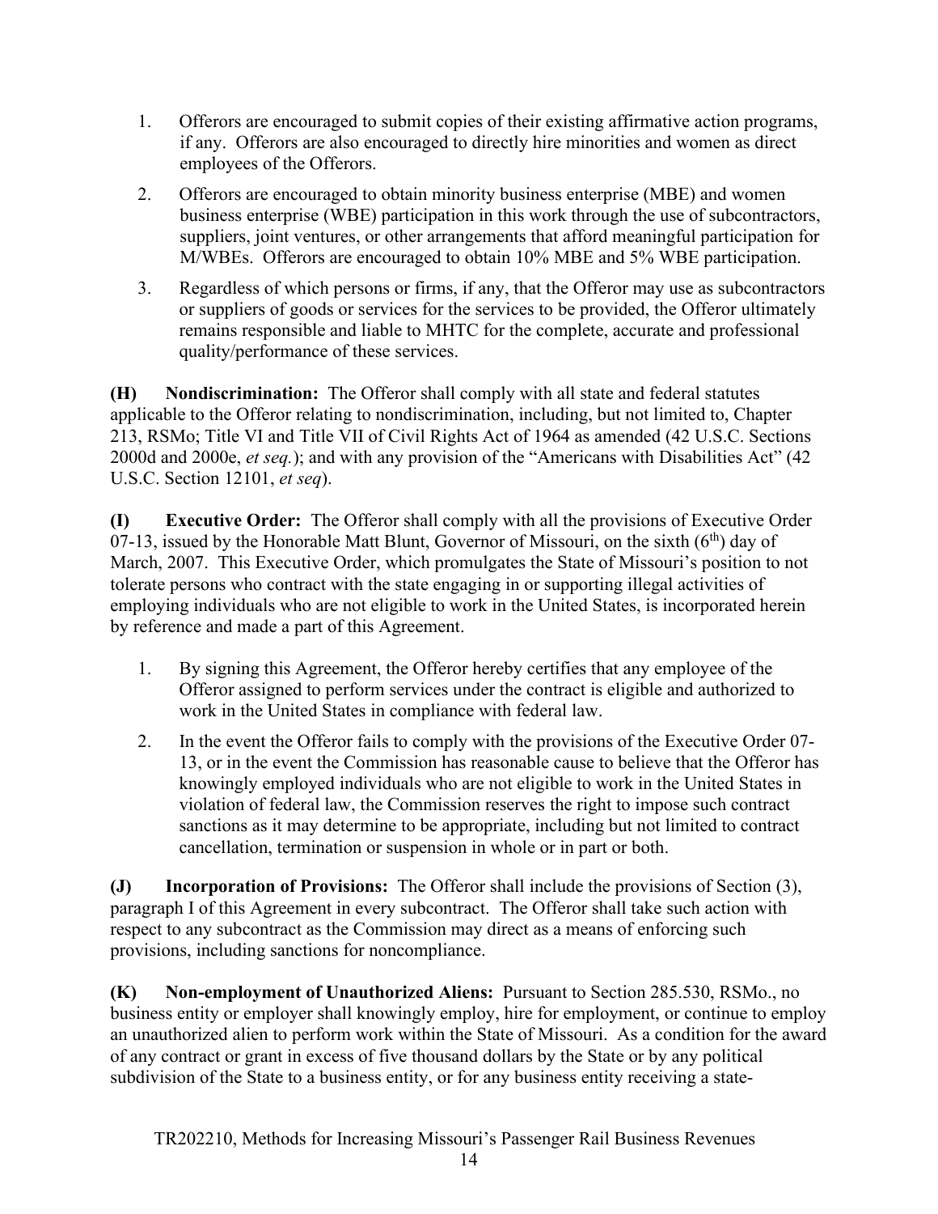1. Offerors are encouraged to submit copies of their existing affirmative action programs, if any. Offerors are also encouraged to directly hire minorities and women as direct employees of the Offerors.
2. Offerors are encouraged to obtain minority business enterprise (MBE) and women business enterprise (WBE) participation in this work through the use of subcontractors, suppliers, joint ventures, or other arrangements that afford meaningful participation for M/WBEs. Offerors are encouraged to obtain 10% MBE and 5% WBE participation.
3. Regardless of which persons or firms, if any, that the Offeror may use as subcontractors or suppliers of goods or services for the services to be provided, the Offeror ultimately remains responsible and liable to MHTC for the complete, accurate and professional quality/performance of these services.

**(H) Nondiscrimination:** The Offeror shall comply with all state and federal statutes applicable to the Offeror relating to nondiscrimination, including, but not limited to, Chapter 213, RSMo; Title VI and Title VII of Civil Rights Act of 1964 as amended (42 U.S.C. Sections 2000d and 2000e, *et seq.*); and with any provision of the "Americans with Disabilities Act" (42 U.S.C. Section 12101, *et seq*).

**(I) Executive Order:** The Offeror shall comply with all the provisions of Executive Order 07-13, issued by the Honorable Matt Blunt, Governor of Missouri, on the sixth (6th) day of March, 2007. This Executive Order, which promulgates the State of Missouri's position to not tolerate persons who contract with the state engaging in or supporting illegal activities of employing individuals who are not eligible to work in the United States, is incorporated herein by reference and made a part of this Agreement.

1. By signing this Agreement, the Offeror hereby certifies that any employee of the Offeror assigned to perform services under the contract is eligible and authorized to work in the United States in compliance with federal law.
2. In the event the Offeror fails to comply with the provisions of the Executive Order 07-13, or in the event the Commission has reasonable cause to believe that the Offeror has knowingly employed individuals who are not eligible to work in the United States in violation of federal law, the Commission reserves the right to impose such contract sanctions as it may determine to be appropriate, including but not limited to contract cancellation, termination or suspension in whole or in part or both.

**(J) Incorporation of Provisions:** The Offeror shall include the provisions of Section (3), paragraph I of this Agreement in every subcontract. The Offeror shall take such action with respect to any subcontract as the Commission may direct as a means of enforcing such provisions, including sanctions for noncompliance.

**(K) Non-employment of Unauthorized Aliens:** Pursuant to Section 285.530, RSMo., no business entity or employer shall knowingly employ, hire for employment, or continue to employ an unauthorized alien to perform work within the State of Missouri. As a condition for the award of any contract or grant in excess of five thousand dollars by the State or by any political subdivision of the State to a business entity, or for any business entity receiving a state-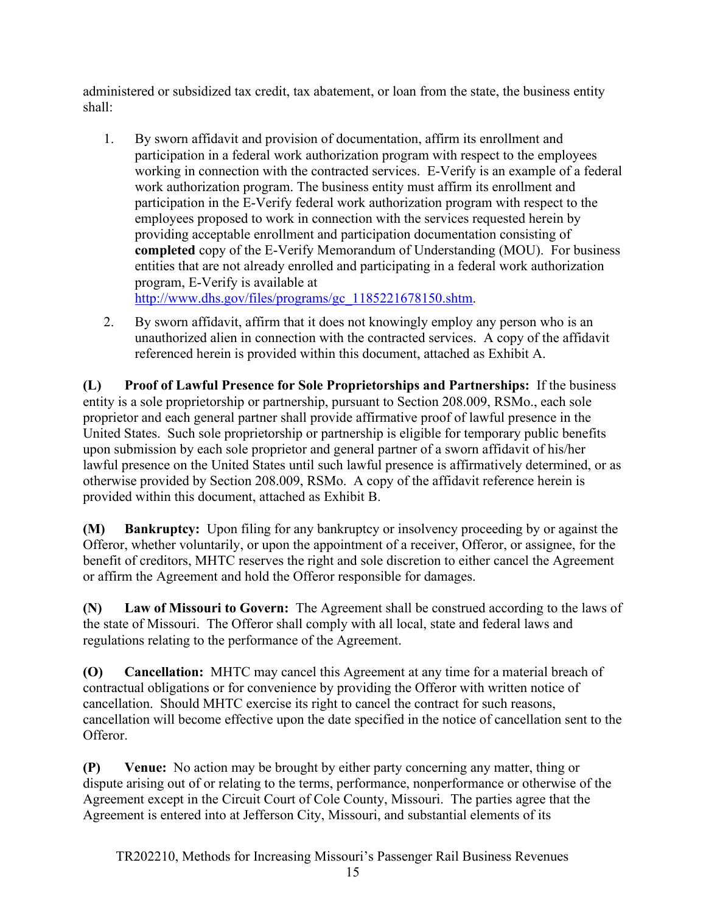administered or subsidized tax credit, tax abatement, or loan from the state, the business entity shall:

1. By sworn affidavit and provision of documentation, affirm its enrollment and participation in a federal work authorization program with respect to the employees working in connection with the contracted services. E-Verify is an example of a federal work authorization program. The business entity must affirm its enrollment and participation in the E-Verify federal work authorization program with respect to the employees proposed to work in connection with the services requested herein by providing acceptable enrollment and participation documentation consisting of **completed** copy of the E-Verify Memorandum of Understanding (MOU). For business entities that are not already enrolled and participating in a federal work authorization program, E-Verify is available at http://www.dhs.gov/files/programs/gc_1185221678150.shtm.
2. By sworn affidavit, affirm that it does not knowingly employ any person who is an unauthorized alien in connection with the contracted services. A copy of the affidavit referenced herein is provided within this document, attached as Exhibit A.

**(L) Proof of Lawful Presence for Sole Proprietorships and Partnerships:** If the business entity is a sole proprietorship or partnership, pursuant to Section 208.009, RSMo., each sole proprietor and each general partner shall provide affirmative proof of lawful presence in the United States. Such sole proprietorship or partnership is eligible for temporary public benefits upon submission by each sole proprietor and general partner of a sworn affidavit of his/her lawful presence on the United States until such lawful presence is affirmatively determined, or as otherwise provided by Section 208.009, RSMo. A copy of the affidavit reference herein is provided within this document, attached as Exhibit B.

**(M) Bankruptcy:** Upon filing for any bankruptcy or insolvency proceeding by or against the Offeror, whether voluntarily, or upon the appointment of a receiver, Offeror, or assignee, for the benefit of creditors, MHTC reserves the right and sole discretion to either cancel the Agreement or affirm the Agreement and hold the Offeror responsible for damages.

**(N) Law of Missouri to Govern:** The Agreement shall be construed according to the laws of the state of Missouri. The Offeror shall comply with all local, state and federal laws and regulations relating to the performance of the Agreement.

**(O) Cancellation:** MHTC may cancel this Agreement at any time for a material breach of contractual obligations or for convenience by providing the Offeror with written notice of cancellation. Should MHTC exercise its right to cancel the contract for such reasons, cancellation will become effective upon the date specified in the notice of cancellation sent to the Offeror.

**(P) Venue:** No action may be brought by either party concerning any matter, thing or dispute arising out of or relating to the terms, performance, nonperformance or otherwise of the Agreement except in the Circuit Court of Cole County, Missouri. The parties agree that the Agreement is entered into at Jefferson City, Missouri, and substantial elements of its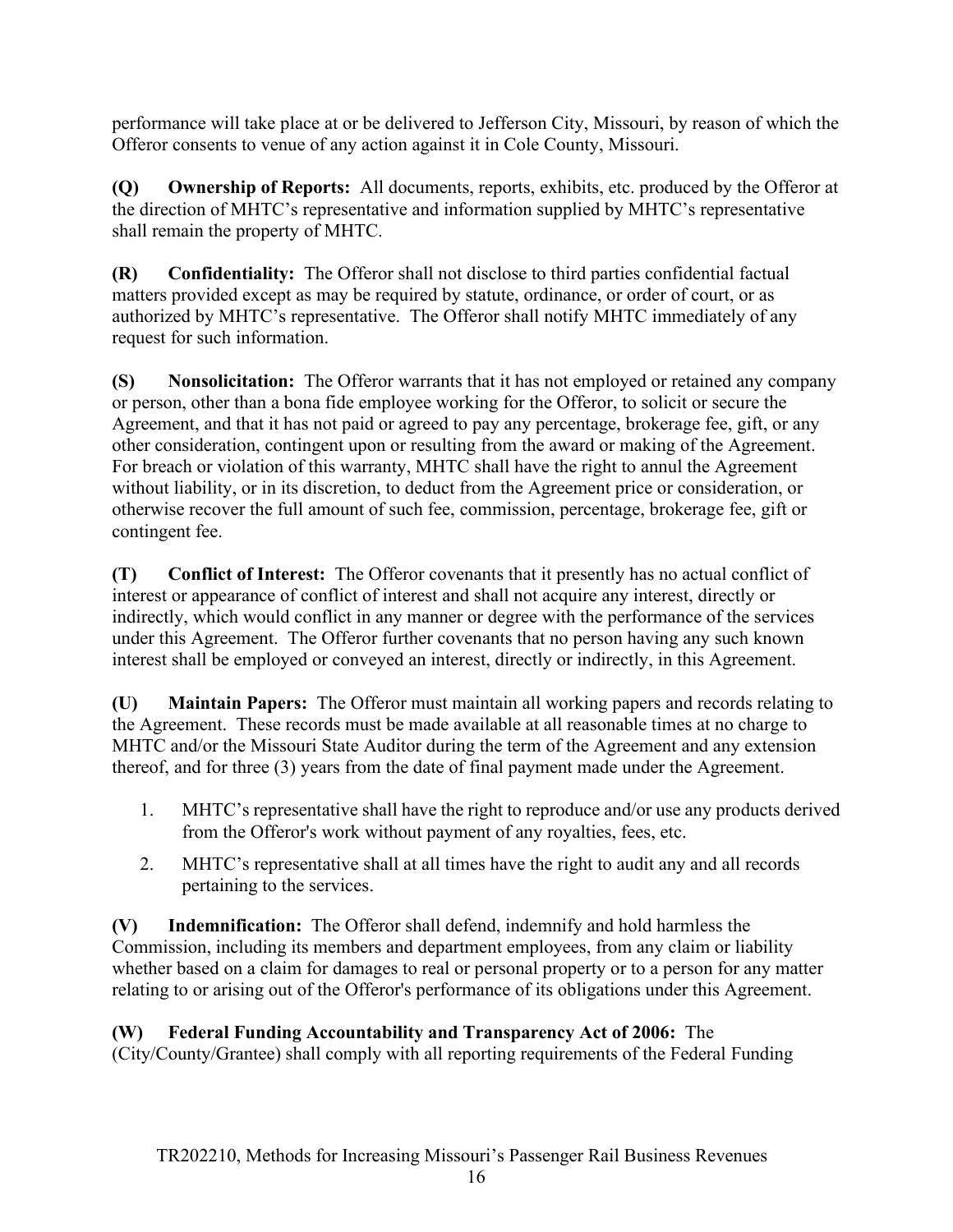performance will take place at or be delivered to Jefferson City, Missouri, by reason of which the Offeror consents to venue of any action against it in Cole County, Missouri.

**(Q) Ownership of Reports:** All documents, reports, exhibits, etc. produced by the Offeror at the direction of MHTC's representative and information supplied by MHTC's representative shall remain the property of MHTC.

**(R) Confidentiality:** The Offeror shall not disclose to third parties confidential factual matters provided except as may be required by statute, ordinance, or order of court, or as authorized by MHTC's representative. The Offeror shall notify MHTC immediately of any request for such information.

**(S) Nonsolicitation:** The Offeror warrants that it has not employed or retained any company or person, other than a bona fide employee working for the Offeror, to solicit or secure the Agreement, and that it has not paid or agreed to pay any percentage, brokerage fee, gift, or any other consideration, contingent upon or resulting from the award or making of the Agreement. For breach or violation of this warranty, MHTC shall have the right to annul the Agreement without liability, or in its discretion, to deduct from the Agreement price or consideration, or otherwise recover the full amount of such fee, commission, percentage, brokerage fee, gift or contingent fee.

**(T) Conflict of Interest:** The Offeror covenants that it presently has no actual conflict of interest or appearance of conflict of interest and shall not acquire any interest, directly or indirectly, which would conflict in any manner or degree with the performance of the services under this Agreement. The Offeror further covenants that no person having any such known interest shall be employed or conveyed an interest, directly or indirectly, in this Agreement.

**(U) Maintain Papers:** The Offeror must maintain all working papers and records relating to the Agreement. These records must be made available at all reasonable times at no charge to MHTC and/or the Missouri State Auditor during the term of the Agreement and any extension thereof, and for three (3) years from the date of final payment made under the Agreement.

1. MHTC's representative shall have the right to reproduce and/or use any products derived from the Offeror's work without payment of any royalties, fees, etc.
2. MHTC's representative shall at all times have the right to audit any and all records pertaining to the services.

**(V) Indemnification:** The Offeror shall defend, indemnify and hold harmless the Commission, including its members and department employees, from any claim or liability whether based on a claim for damages to real or personal property or to a person for any matter relating to or arising out of the Offeror's performance of its obligations under this Agreement.

**(W) Federal Funding Accountability and Transparency Act of 2006:** The (City/County/Grantee) shall comply with all reporting requirements of the Federal Funding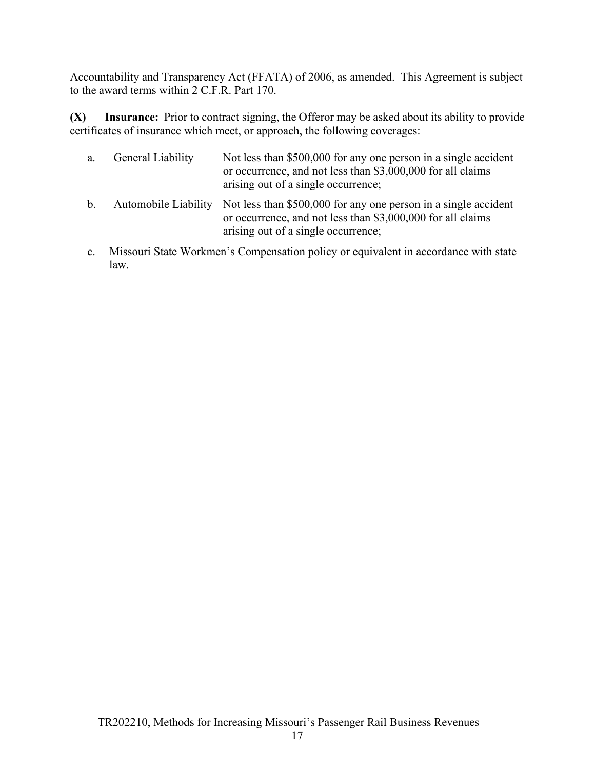Accountability and Transparency Act (FFATA) of 2006, as amended. This Agreement is subject to the award terms within 2 C.F.R. Part 170.

**(X) Insurance:** Prior to contract signing, the Offeror may be asked about its ability to provide certificates of insurance which meet, or approach, the following coverages:

a. General Liability — Not less than $500,000 for any one person in a single accident or occurrence, and not less than $3,000,000 for all claims arising out of a single occurrence;

b. Automobile Liability — Not less than $500,000 for any one person in a single accident or occurrence, and not less than $3,000,000 for all claims arising out of a single occurrence;

c. Missouri State Workmen's Compensation policy or equivalent in accordance with state law.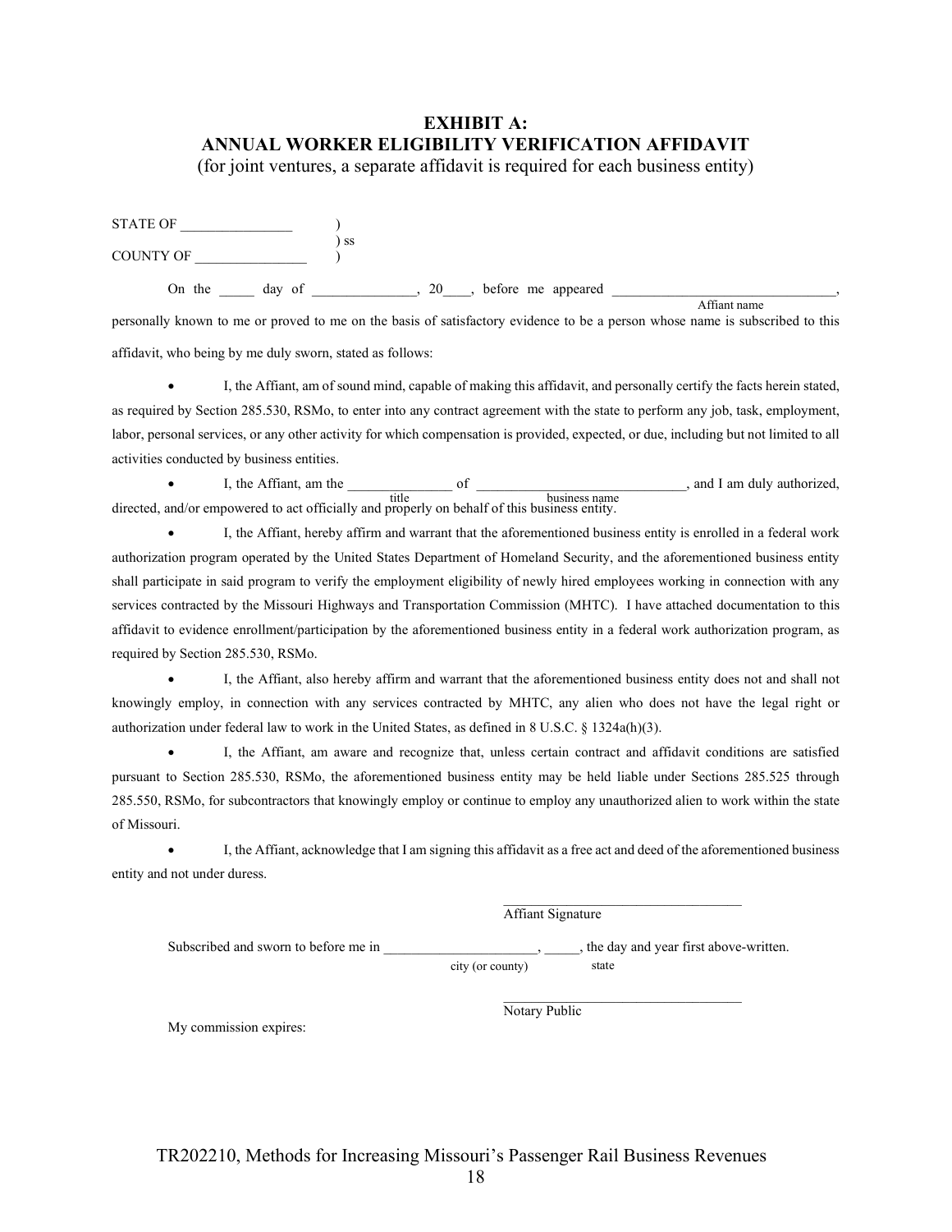# EXHIBIT A: ANNUAL WORKER ELIGIBILITY VERIFICATION AFFIDAVIT

(for joint ventures, a separate affidavit is required for each business entity)

STATE OF ________________ )
) ss
COUNTY OF ________________ )

On the _____ day of _______________, 20____, before me appeared ________________________________,
Affiant name

personally known to me or proved to me on the basis of satisfactory evidence to be a person whose name is subscribed to this affidavit, who being by me duly sworn, stated as follows:

- I, the Affiant, am of sound mind, capable of making this affidavit, and personally certify the facts herein stated, as required by Section 285.530, RSMo, to enter into any contract agreement with the state to perform any job, task, employment, labor, personal services, or any other activity for which compensation is provided, expected, or due, including but not limited to all activities conducted by business entities.
- I, the Affiant, am the _______________ of _____________________________, and I am duly authorized, directed, and/or empowered to act officially and properly on behalf of this business entity.
  title business name
- I, the Affiant, hereby affirm and warrant that the aforementioned business entity is enrolled in a federal work authorization program operated by the United States Department of Homeland Security, and the aforementioned business entity shall participate in said program to verify the employment eligibility of newly hired employees working in connection with any services contracted by the Missouri Highways and Transportation Commission (MHTC). I have attached documentation to this affidavit to evidence enrollment/participation by the aforementioned business entity in a federal work authorization program, as required by Section 285.530, RSMo.
- I, the Affiant, also hereby affirm and warrant that the aforementioned business entity does not and shall not knowingly employ, in connection with any services contracted by MHTC, any alien who does not have the legal right or authorization under federal law to work in the United States, as defined in 8 U.S.C. § 1324a(h)(3).
- I, the Affiant, am aware and recognize that, unless certain contract and affidavit conditions are satisfied pursuant to Section 285.530, RSMo, the aforementioned business entity may be held liable under Sections 285.525 through 285.550, RSMo, for subcontractors that knowingly employ or continue to employ any unauthorized alien to work within the state of Missouri.
- I, the Affiant, acknowledge that I am signing this affidavit as a free act and deed of the aforementioned business entity and not under duress.

__________________________________
Affiant Signature

Subscribed and sworn to before me in ______________________, _____, the day and year first above-written.
city (or county) state

__________________________________
Notary Public

My commission expires:

TR202210, Methods for Increasing Missouri's Passenger Rail Business Revenues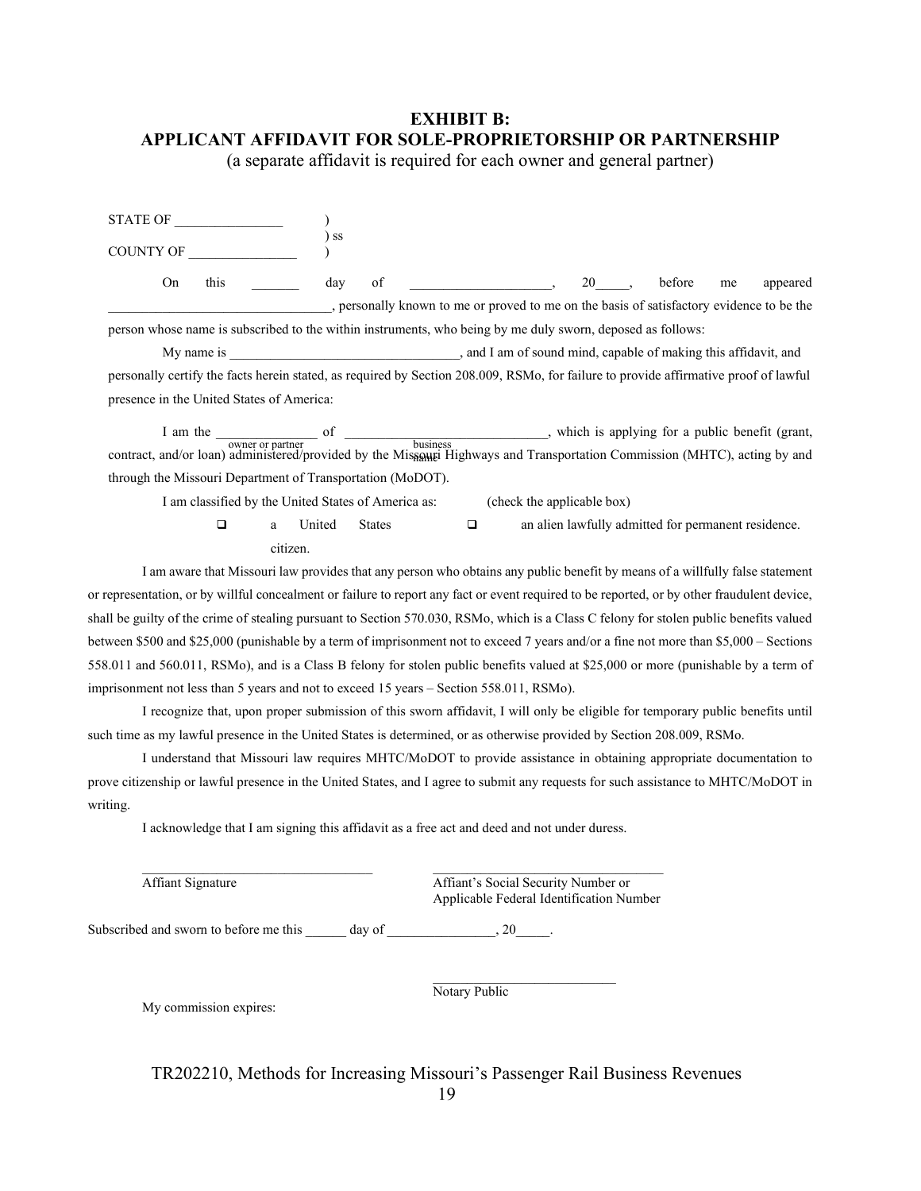## EXHIBIT B:
## APPLICANT AFFIDAVIT FOR SOLE-PROPRIETORSHIP OR PARTNERSHIP

(a separate affidavit is required for each owner and general partner)

STATE OF _______________ )
) ss
COUNTY OF _______________ )

On this _______ day of ____________________, 20____, before me appeared ________________________________, personally known to me or proved to me on the basis of satisfactory evidence to be the person whose name is subscribed to the within instruments, who being by me duly sworn, deposed as follows:

My name is _________________________________, and I am of sound mind, capable of making this affidavit, and personally certify the facts herein stated, as required by Section 208.009, RSMo, for failure to provide affirmative proof of lawful presence in the United States of America:

I am the ______________ of ____________________________, which is applying for a public benefit (grant, contract, and/or loan) administered/provided by the Missouri Highways and Transportation Commission (MHTC), acting by and through the Missouri Department of Transportation (MoDOT).

(owner or partner) (business name)

I am classified by the United States of America as: (check the applicable box)

- ❑ a United States citizen.
- ❑ an alien lawfully admitted for permanent residence.

I am aware that Missouri law provides that any person who obtains any public benefit by means of a willfully false statement or representation, or by willful concealment or failure to report any fact or event required to be reported, or by other fraudulent device, shall be guilty of the crime of stealing pursuant to Section 570.030, RSMo, which is a Class C felony for stolen public benefits valued between $500 and $25,000 (punishable by a term of imprisonment not to exceed 7 years and/or a fine not more than $5,000 – Sections 558.011 and 560.011, RSMo), and is a Class B felony for stolen public benefits valued at $25,000 or more (punishable by a term of imprisonment not less than 5 years and not to exceed 15 years – Section 558.011, RSMo).

I recognize that, upon proper submission of this sworn affidavit, I will only be eligible for temporary public benefits until such time as my lawful presence in the United States is determined, or as otherwise provided by Section 208.009, RSMo.

I understand that Missouri law requires MHTC/MoDOT to provide assistance in obtaining appropriate documentation to prove citizenship or lawful presence in the United States, and I agree to submit any requests for such assistance to MHTC/MoDOT in writing.

I acknowledge that I am signing this affidavit as a free act and deed and not under duress.

__________________________________ Affiant Signature

__________________________________ Affiant's Social Security Number or Applicable Federal Identification Number

Subscribed and sworn to before me this ______ day of _______________, 20_____.

__________________________ Notary Public

My commission expires:

TR202210, Methods for Increasing Missouri's Passenger Rail Business Revenues